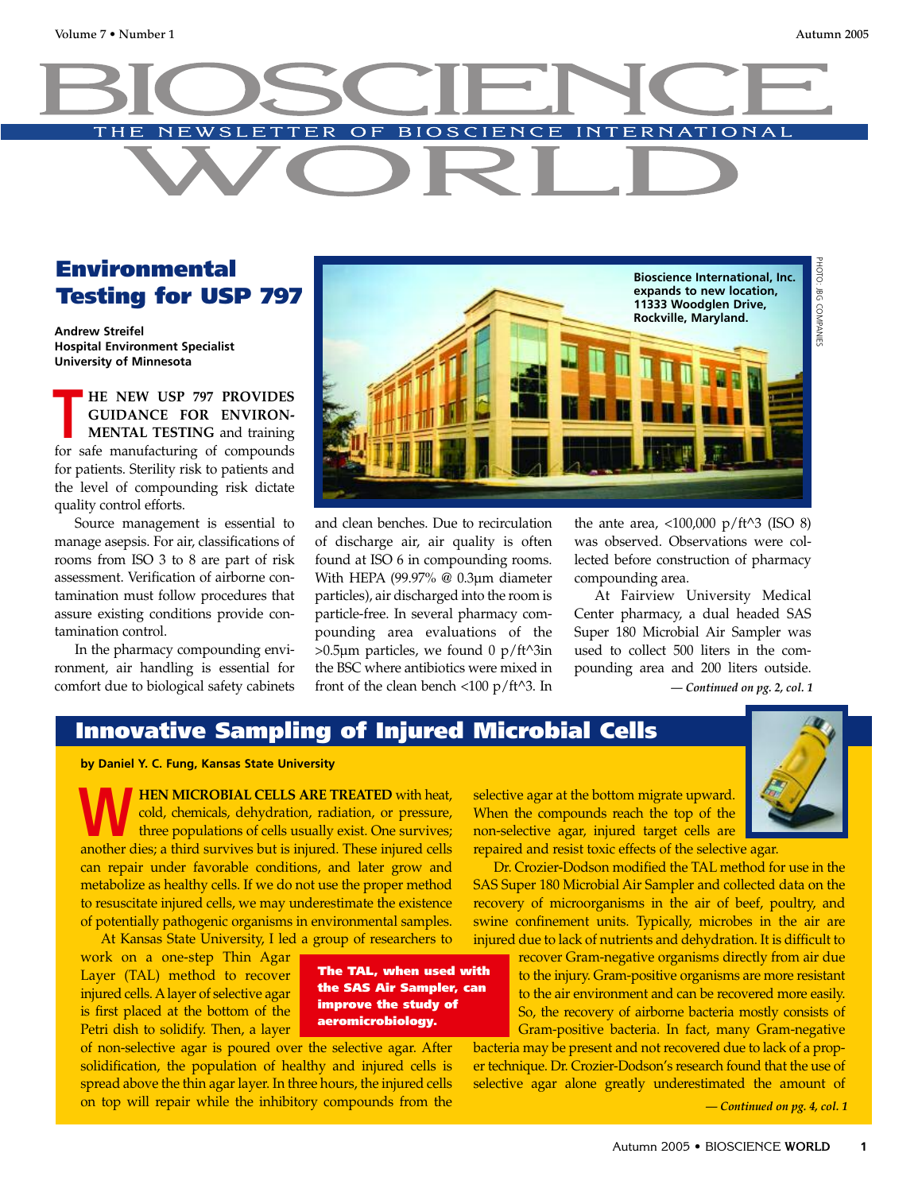# BIOSCIENCE WORLD

THE NEWSLETTER OF BIOSCIENCE INTERNATIONAL

## Environmental Testing for USP 797

**Andrew Streifel**
**Hospital Environment Specialist**
**University of Minnesota**

**THE NEW USP 797 PROVIDES GUIDANCE FOR ENVIRONMENTAL TESTING** and training for safe manufacturing of compounds for patients. Sterility risk to patients and the level of compounding risk dictate quality control efforts.

Source management is essential to manage asepsis. For air, classifications of rooms from ISO 3 to 8 are part of risk assessment. Verification of airborne contamination must follow procedures that assure existing conditions provide contamination control.

In the pharmacy compounding environment, air handling is essential for comfort due to biological safety cabinets and clean benches. Due to recirculation of discharge air, air quality is often found at ISO 6 in compounding rooms. With HEPA (99.97% @ 0.3µm diameter particles), air discharged into the room is particle-free. In several pharmacy compounding area evaluations of the >0.5µm particles, we found 0 p/ft^3in the BSC where antibiotics were mixed in front of the clean bench <100 p/ft^3. In the ante area, <100,000 p/ft^3 (ISO 8) was observed. Observations were collected before construction of pharmacy compounding area.

At Fairview University Medical Center pharmacy, a dual headed SAS Super 180 Microbial Air Sampler was used to collect 500 liters in the compounding area and 200 liters outside.

*— Continued on pg. 2, col. 1*

**Bioscience International, Inc. expands to new location, 11333 Woodglen Drive, Rockville, Maryland.**

PHOTO: JBG COMPANIES

## Innovative Sampling of Injured Microbial Cells

**by Daniel Y. C. Fung, Kansas State University**

**WHEN MICROBIAL CELLS ARE TREATED** with heat, cold, chemicals, dehydration, radiation, or pressure, three populations of cells usually exist. One survives; another dies; a third survives but is injured. These injured cells can repair under favorable conditions, and later grow and metabolize as healthy cells. If we do not use the proper method to resuscitate injured cells, we may underestimate the existence of potentially pathogenic organisms in environmental samples.

At Kansas State University, I led a group of researchers to work on a one-step Thin Agar Layer (TAL) method to recover injured cells. A layer of selective agar is first placed at the bottom of the Petri dish to solidify. Then, a layer of non-selective agar is poured over the selective agar. After solidification, the population of healthy and injured cells is spread above the thin agar layer. In three hours, the injured cells on top will repair while the inhibitory compounds from the selective agar at the bottom migrate upward. When the compounds reach the top of the non-selective agar, injured target cells are repaired and resist toxic effects of the selective agar.

**The TAL, when used with the SAS Air Sampler, can improve the study of aeromicrobiology.**

Dr. Crozier-Dodson modified the TAL method for use in the SAS Super 180 Microbial Air Sampler and collected data on the recovery of microorganisms in the air of beef, poultry, and swine confinement units. Typically, microbes in the air are injured due to lack of nutrients and dehydration. It is difficult to recover Gram-negative organisms directly from air due to the injury. Gram-positive organisms are more resistant to the air environment and can be recovered more easily. So, the recovery of airborne bacteria mostly consists of Gram-positive bacteria. In fact, many Gram-negative bacteria may be present and not recovered due to lack of a proper technique. Dr. Crozier-Dodson's research found that the use of selective agar alone greatly underestimated the amount of

*— Continued on pg. 4, col. 1*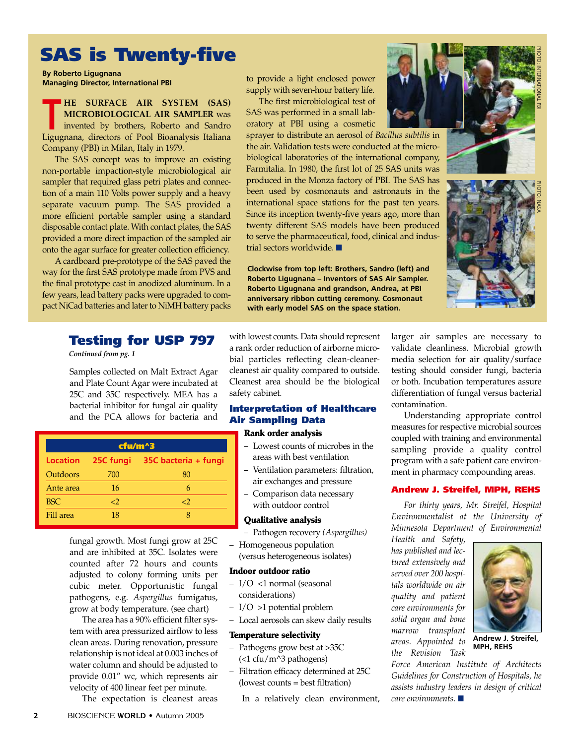# SAS is Twenty-five

**By Roberto Ligugnana**
**Managing Director, International PBI**

**THE SURFACE AIR SYSTEM (SAS) MICROBIOLOGICAL AIR SAMPLER** was invented by brothers, Roberto and Sandro Ligugnana, directors of Pool Bioanalysis Italiana Company (PBI) in Milan, Italy in 1979.

The SAS concept was to improve an existing non-portable impaction-style microbiological air sampler that required glass petri plates and connection of a main 110 Volts power supply and a heavy separate vacuum pump. The SAS provided a more efficient portable sampler using a standard disposable contact plate. With contact plates, the SAS provided a more direct impaction of the sampled air onto the agar surface for greater collection efficiency.

A cardboard pre-prototype of the SAS paved the way for the first SAS prototype made from PVS and the final prototype cast in anodized aluminum. In a few years, lead battery packs were upgraded to compact NiCad batteries and later to NiMH battery packs to provide a light enclosed power supply with seven-hour battery life.

The first microbiological test of SAS was performed in a small laboratory at PBI using a cosmetic sprayer to distribute an aerosol of *Bacillus subtilis* in the air. Validation tests were conducted at the microbiological laboratories of the international company, Farmitalia. In 1980, the first lot of 25 SAS units was produced in the Monza factory of PBI. The SAS has been used by cosmonauts and astronauts in the international space stations for the past ten years. Since its inception twenty-five years ago, more than twenty different SAS models have been produced to serve the pharmaceutical, food, clinical and industrial sectors worldwide. ■

PHOTO: INTERNATIONAL PBI

PHOTO: NASA

**Clockwise from top left: Brothers, Sandro (left) and Roberto Ligugnana – Inventors of SAS Air Sampler. Roberto Ligugnana and grandson, Andrea, at PBI anniversary ribbon cutting ceremony. Cosmonaut with early model SAS on the space station.**

# Testing for USP 797

*Continued from pg. 1*

Samples collected on Malt Extract Agar and Plate Count Agar were incubated at 25C and 35C respectively. MEA has a bacterial inhibitor for fungal air quality and the PCA allows for bacteria and fungal growth. Most fungi grow at 25C and are inhibited at 35C. Isolates were counted after 72 hours and counts adjusted to colony forming units per cubic meter. Opportunistic fungal pathogens, e.g. *Aspergillus* fumigatus, grow at body temperature. (see chart)

| cfu/m^3 | | |
|---|---|---|
| **Location** | **25C fungi** | **35C bacteria + fungi** |
| Outdoors | 700 | 80 |
| Ante area | 16 | 6 |
| BSC | <2 | <2 |
| Fill area | 18 | 8 |

The area has a 90% efficient filter system with area pressurized airflow to less clean areas. During renovation, pressure relationship is not ideal at 0.003 inches of water column and should be adjusted to provide 0.01" wc, which represents air velocity of 400 linear feet per minute.

The expectation is cleanest areas with lowest counts. Data should represent a rank order reduction of airborne microbial particles reflecting clean-cleaner-cleanest air quality compared to outside. Cleanest area should be the biological safety cabinet.

## Interpretation of Healthcare Air Sampling Data

**Rank order analysis**

- Lowest counts of microbes in the areas with best ventilation
- Ventilation parameters: filtration, air exchanges and pressure
- Comparison data necessary with outdoor control

**Qualitative analysis**

- Pathogen recovery *(Aspergillus)*
- Homogeneous population (versus heterogeneous isolates)

**Indoor outdoor ratio**

- I/O <1 normal (seasonal considerations)
- I/O >1 potential problem
- Local aerosols can skew daily results

**Temperature selectivity**

- Pathogens grow best at >35C (<1 cfu/m^3 pathogens)
- Filtration efficacy determined at 25C (lowest counts = best filtration)

In a relatively clean environment, larger air samples are necessary to validate cleanliness. Microbial growth media selection for air quality/surface testing should consider fungi, bacteria or both. Incubation temperatures assure differentiation of fungal versus bacterial contamination.

Understanding appropriate control measures for respective microbial sources coupled with training and environmental sampling provide a quality control program with a safe patient care environment in pharmacy compounding areas.

### Andrew J. Streifel, MPH, REHS

*For thirty years, Mr. Streifel, Hospital Environmentalist at the University of Minnesota Department of Environmental Health and Safety, has published and lectured extensively and served over 200 hospitals worldwide on air quality and patient care environments for solid organ and bone marrow transplant areas. Appointed to the Revision Task Force American Institute of Architects Guidelines for Construction of Hospitals, he assists industry leaders in design of critical care environments.* ■

**Andrew J. Streifel, MPH, REHS**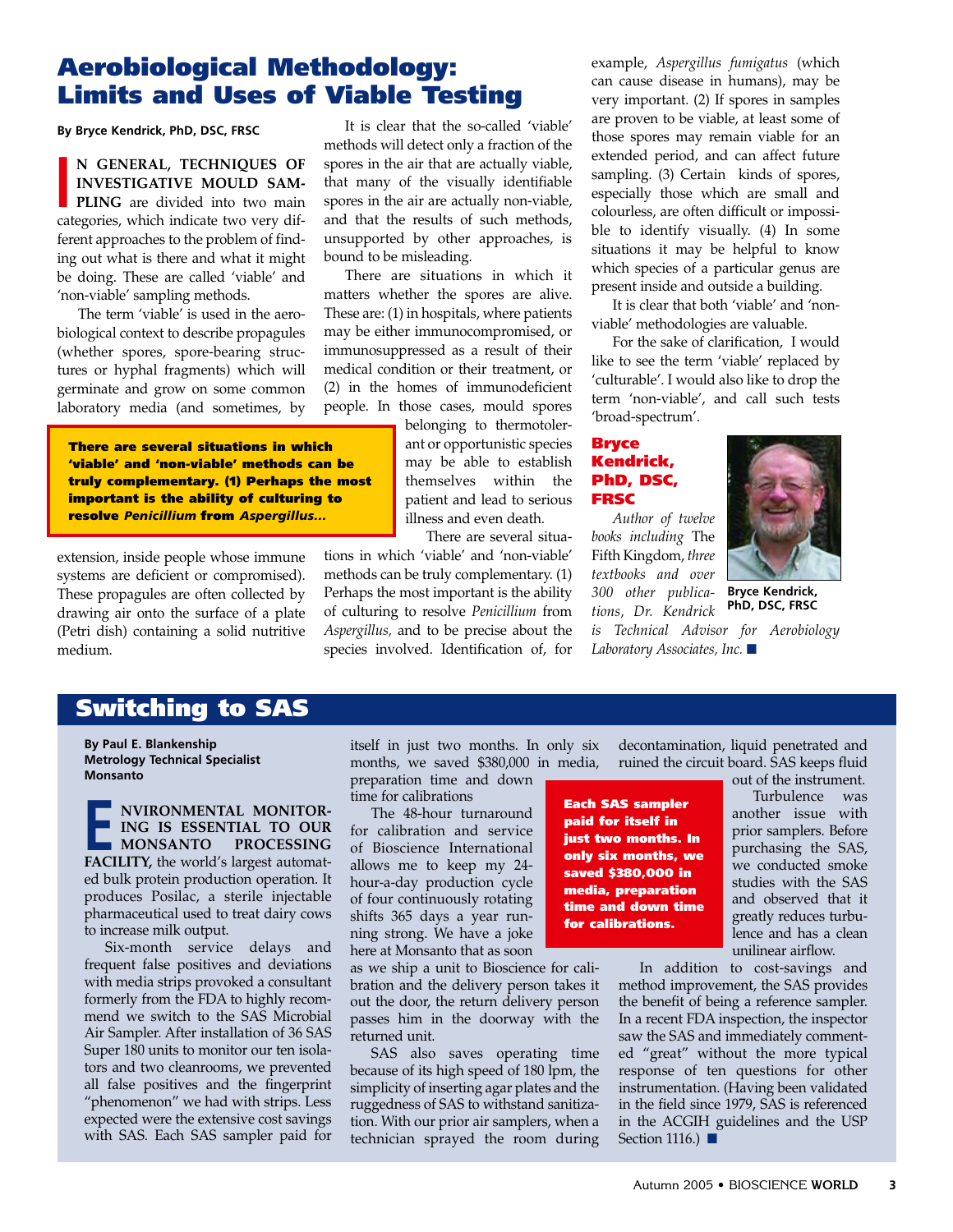# Aerobiological Methodology: Limits and Uses of Viable Testing

**By Bryce Kendrick, PhD, DSC, FRSC**

**IN GENERAL, TECHNIQUES OF INVESTIGATIVE MOULD SAMPLING** are divided into two main categories, which indicate two very different approaches to the problem of finding out what is there and what it might be doing. These are called 'viable' and 'non-viable' sampling methods.

The term 'viable' is used in the aerobiological context to describe propagules (whether spores, spore-bearing structures or hyphal fragments) which will germinate and grow on some common laboratory media (and sometimes, by extension, inside people whose immune systems are deficient or compromised). These propagules are often collected by drawing air onto the surface of a plate (Petri dish) containing a solid nutritive medium.

It is clear that the so-called 'viable' methods will detect only a fraction of the spores in the air that are actually viable, that many of the visually identifiable spores in the air are actually non-viable, and that the results of such methods, unsupported by other approaches, is bound to be misleading.

There are situations in which it matters whether the spores are alive. These are: (1) in hospitals, where patients may be either immunocompromised, or immunosuppressed as a result of their medical condition or their treatment, or (2) in the homes of immunodeficient people. In those cases, mould spores belonging to thermotolerant or opportunistic species may be able to establish themselves within the patient and lead to serious illness and even death.

**There are several situations in which 'viable' and 'non-viable' methods can be truly complementary. (1) Perhaps the most important is the ability of culturing to resolve *Penicillium* from *Aspergillus*...**

There are several situations in which 'viable' and 'non-viable' methods can be truly complementary. (1) Perhaps the most important is the ability of culturing to resolve *Penicillium* from *Aspergillus,* and to be precise about the species involved. Identification of, for example, *Aspergillus fumigatus* (which can cause disease in humans), may be very important. (2) If spores in samples are proven to be viable, at least some of those spores may remain viable for an extended period, and can affect future sampling. (3) Certain kinds of spores, especially those which are small and colourless, are often difficult or impossible to identify visually. (4) In some situations it may be helpful to know which species of a particular genus are present inside and outside a building.

It is clear that both 'viable' and 'non-viable' methodologies are valuable.

For the sake of clarification, I would like to see the term 'viable' replaced by 'culturable'. I would also like to drop the term 'non-viable', and call such tests 'broad-spectrum'.

**Bryce Kendrick, PhD, DSC, FRSC**

Bryce Kendrick, PhD, DSC, FRSC

*Author of twelve books including* The Fifth Kingdom, *three textbooks and over 300 other publications, Dr. Kendrick is Technical Advisor for Aerobiology Laboratory Associates, Inc.* ■

# Switching to SAS

**By Paul E. Blankenship**
**Metrology Technical Specialist**
**Monsanto**

**ENVIRONMENTAL MONITORING IS ESSENTIAL TO OUR MONSANTO PROCESSING FACILITY,** the world's largest automated bulk protein production operation. It produces Posilac, a sterile injectable pharmaceutical used to treat dairy cows to increase milk output.

Six-month service delays and frequent false positives and deviations with media strips provoked a consultant formerly from the FDA to highly recommend we switch to the SAS Microbial Air Sampler. After installation of 36 SAS Super 180 units to monitor our ten isolators and two cleanrooms, we prevented all false positives and the fingerprint "phenomenon" we had with strips. Less expected were the extensive cost savings with SAS. Each SAS sampler paid for itself in just two months. In only six months, we saved $380,000 in media, preparation time and down time for calibrations

**Each SAS sampler paid for itself in just two months. In only six months, we saved $380,000 in media, preparation time and down time for calibrations.**

The 48-hour turnaround for calibration and service of Bioscience International allows me to keep my 24-hour-a-day production cycle of four continuously rotating shifts 365 days a year running strong. We have a joke here at Monsanto that as soon as we ship a unit to Bioscience for calibration and the delivery person takes it out the door, the return delivery person passes him in the doorway with the returned unit.

SAS also saves operating time because of its high speed of 180 lpm, the simplicity of inserting agar plates and the ruggedness of SAS to withstand sanitization. With our prior air samplers, when a technician sprayed the room during decontamination, liquid penetrated and ruined the circuit board. SAS keeps fluid out of the instrument.

Turbulence was another issue with prior samplers. Before purchasing the SAS, we conducted smoke studies with the SAS and observed that it greatly reduces turbulence and has a clean unilinear airflow.

In addition to cost-savings and method improvement, the SAS provides the benefit of being a reference sampler. In a recent FDA inspection, the inspector saw the SAS and immediately commented "great" without the more typical response of ten questions for other instrumentation. (Having been validated in the field since 1979, SAS is referenced in the ACGIH guidelines and the USP Section 1116.) ■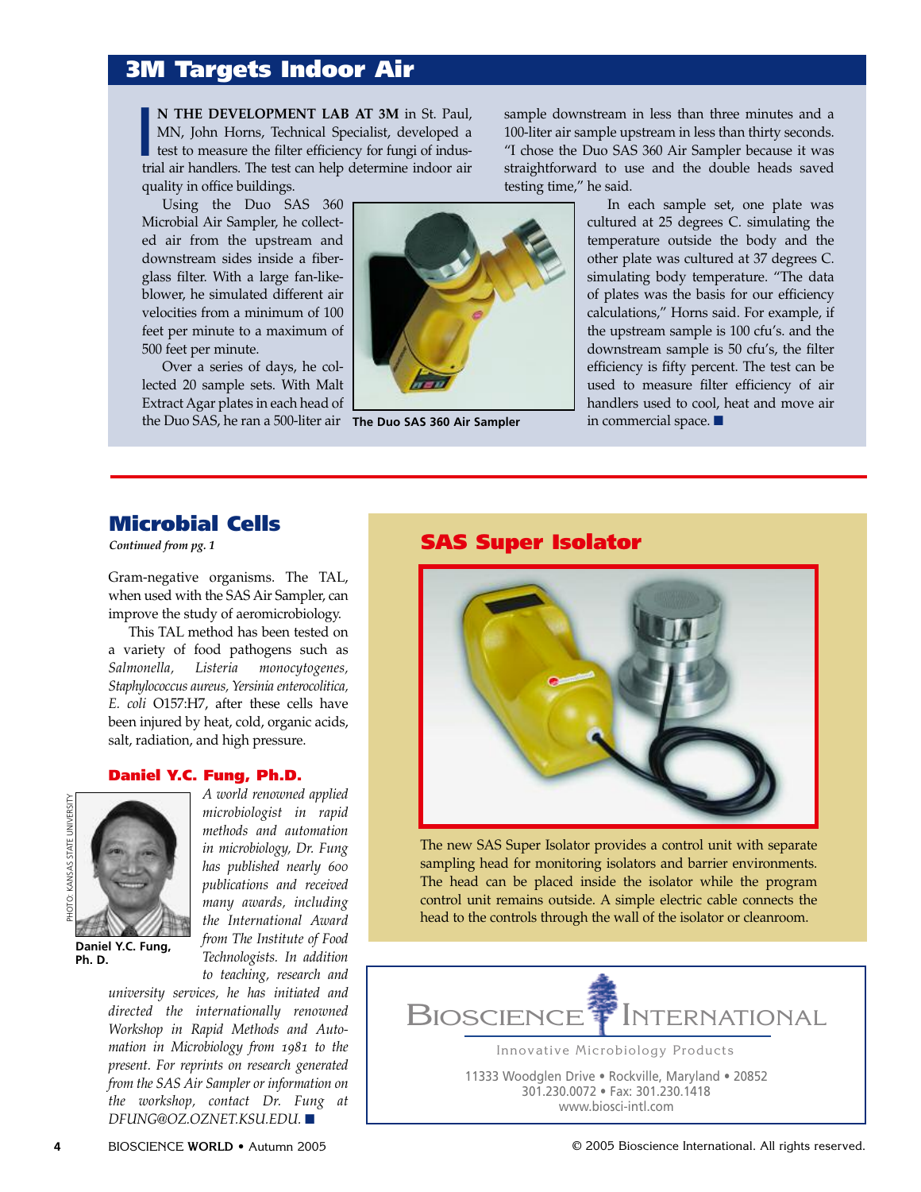## 3M Targets Indoor Air

**IN THE DEVELOPMENT LAB AT 3M** in St. Paul, MN, John Horns, Technical Specialist, developed a test to measure the filter efficiency for fungi of industrial air handlers. The test can help determine indoor air quality in office buildings.

Using the Duo SAS 360 Microbial Air Sampler, he collected air from the upstream and downstream sides inside a fiberglass filter. With a large fan-like blower, he simulated different air velocities from a minimum of 100 feet per minute to a maximum of 500 feet per minute.

Over a series of days, he collected 20 sample sets. With Malt Extract Agar plates in each head of the Duo SAS, he ran a 500-liter air sample downstream in less than three minutes and a 100-liter air sample upstream in less than thirty seconds. "I chose the Duo SAS 360 Air Sampler because it was straightforward to use and the double heads saved testing time," he said.

**The Duo SAS 360 Air Sampler**

In each sample set, one plate was cultured at 25 degrees C. simulating the temperature outside the body and the other plate was cultured at 37 degrees C. simulating body temperature. "The data of plates was the basis for our efficiency calculations," Horns said. For example, if the upstream sample is 100 cfu's. and the downstream sample is 50 cfu's, the filter efficiency is fifty percent. The test can be used to measure filter efficiency of air handlers used to cool, heat and move air in commercial space. ■

## Microbial Cells

*Continued from pg. 1*

Gram-negative organisms. The TAL, when used with the SAS Air Sampler, can improve the study of aeromicrobiology.

This TAL method has been tested on a variety of food pathogens such as *Salmonella, Listeria monocytogenes, Staphylococcus aureus, Yersinia enterocolitica, E. coli* O157:H7, after these cells have been injured by heat, cold, organic acids, salt, radiation, and high pressure.

### Daniel Y.C. Fung, Ph.D.

PHOTO: KANSAS STATE UNIVERSITY

**Daniel Y.C. Fung, Ph. D.**

*A world renowned applied microbiologist in rapid methods and automation in microbiology, Dr. Fung has published nearly 600 publications and received many awards, including the International Award from The Institute of Food Technologists. In addition to teaching, research and university services, he has initiated and directed the internationally renowned Workshop in Rapid Methods and Automation in Microbiology from 1981 to the present. For reprints on research generated from the SAS Air Sampler or information on the workshop, contact Dr. Fung at DFUNG@OZ.OZNET.KSU.EDU.* ■

## SAS Super Isolator

The new SAS Super Isolator provides a control unit with separate sampling head for monitoring isolators and barrier environments. The head can be placed inside the isolator while the program control unit remains outside. A simple electric cable connects the head to the controls through the wall of the isolator or cleanroom.

BIOSCIENCE INTERNATIONAL

Innovative Microbiology Products

11333 Woodglen Drive • Rockville, Maryland • 20852
301.230.0072 • Fax: 301.230.1418
www.biosci-intl.com

BIOSCIENCE WORLD • Autumn 2005

© 2005 Bioscience International. All rights reserved.